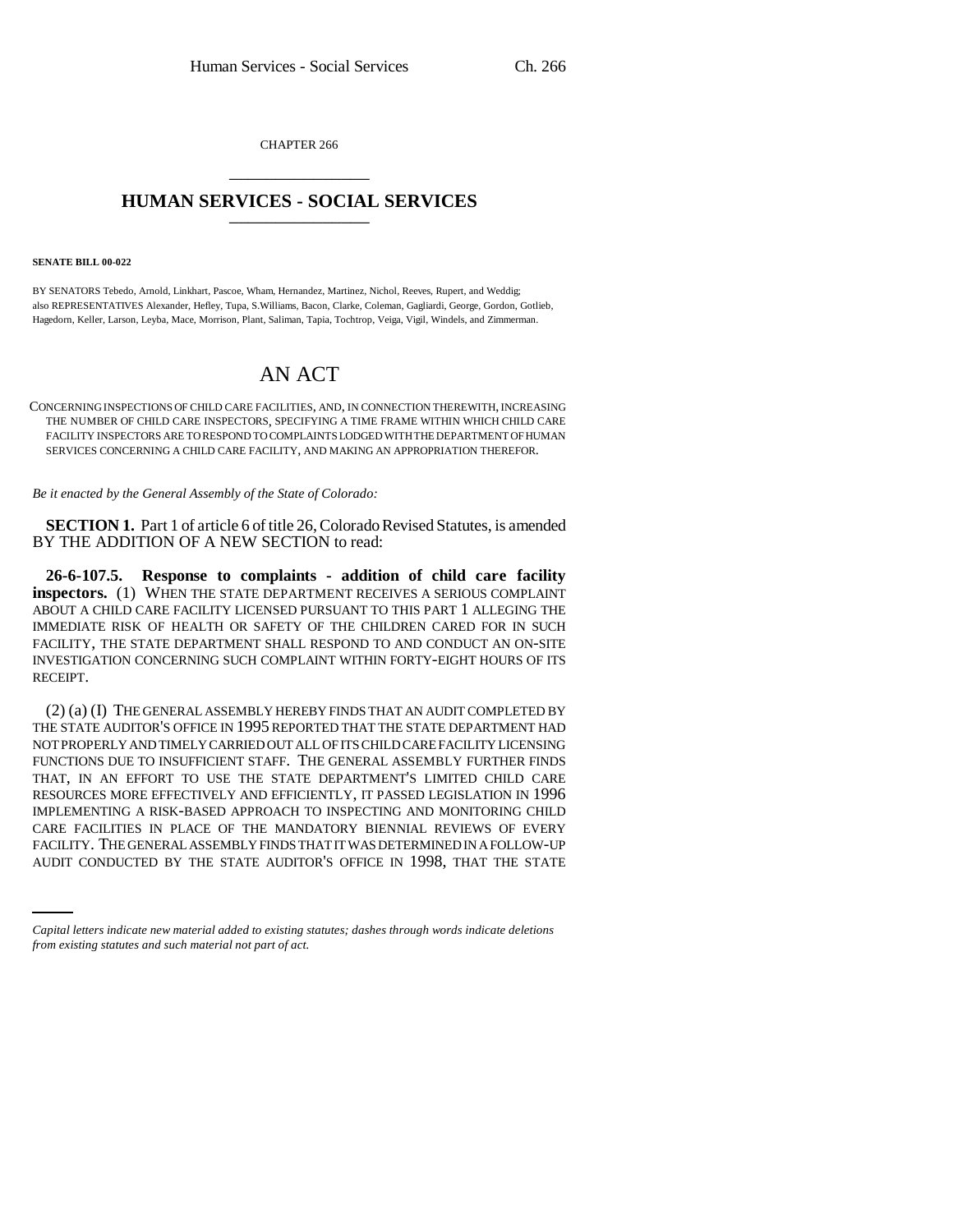CHAPTER 266

# HUMAN SERVICES - SOCIAL SERVICES

**SENATE BILL 00-022**

BY SENATORS Tebedo, Arnold, Linkhart, Pascoe, Wham, Hernandez, Martinez, Nichol, Reeves, Rupert, and Weddig; also REPRESENTATIVES Alexander, Hefley, Tupa, S.Williams, Bacon, Clarke, Coleman, Gagliardi, George, Gordon, Gotlieb, Hagedorn, Keller, Larson, Leyba, Mace, Morrison, Plant, Saliman, Tapia, Tochtrop, Veiga, Vigil, Windels, and Zimmerman.

# AN ACT

CONCERNING INSPECTIONS OF CHILD CARE FACILITIES, AND, IN CONNECTION THEREWITH, INCREASING THE NUMBER OF CHILD CARE INSPECTORS, SPECIFYING A TIME FRAME WITHIN WHICH CHILD CARE FACILITY INSPECTORS ARE TO RESPOND TO COMPLAINTS LODGED WITH THE DEPARTMENT OF HUMAN SERVICES CONCERNING A CHILD CARE FACILITY, AND MAKING AN APPROPRIATION THEREFOR.

*Be it enacted by the General Assembly of the State of Colorado:*

**SECTION 1.** Part 1 of article 6 of title 26, Colorado Revised Statutes, is amended BY THE ADDITION OF A NEW SECTION to read:

**26-6-107.5. Response to complaints - addition of child care facility inspectors.** (1) WHEN THE STATE DEPARTMENT RECEIVES A SERIOUS COMPLAINT ABOUT A CHILD CARE FACILITY LICENSED PURSUANT TO THIS PART 1 ALLEGING THE IMMEDIATE RISK OF HEALTH OR SAFETY OF THE CHILDREN CARED FOR IN SUCH FACILITY, THE STATE DEPARTMENT SHALL RESPOND TO AND CONDUCT AN ON-SITE INVESTIGATION CONCERNING SUCH COMPLAINT WITHIN FORTY-EIGHT HOURS OF ITS RECEIPT.

(2) (a) (I) THE GENERAL ASSEMBLY HEREBY FINDS THAT AN AUDIT COMPLETED BY THE STATE AUDITOR'S OFFICE IN 1995 REPORTED THAT THE STATE DEPARTMENT HAD NOT PROPERLY AND TIMELY CARRIED OUT ALL OF ITS CHILD CARE FACILITY LICENSING FUNCTIONS DUE TO INSUFFICIENT STAFF. THE GENERAL ASSEMBLY FURTHER FINDS THAT, IN AN EFFORT TO USE THE STATE DEPARTMENT'S LIMITED CHILD CARE RESOURCES MORE EFFECTIVELY AND EFFICIENTLY, IT PASSED LEGISLATION IN 1996 IMPLEMENTING A RISK-BASED APPROACH TO INSPECTING AND MONITORING CHILD CARE FACILITIES IN PLACE OF THE MANDATORY BIENNIAL REVIEWS OF EVERY FACILITY. THE GENERAL ASSEMBLY FINDS THAT IT WAS DETERMINED IN A FOLLOW-UP AUDIT CONDUCTED BY THE STATE AUDITOR'S OFFICE IN 1998, THAT THE STATE

*Capital letters indicate new material added to existing statutes; dashes through words indicate deletions from existing statutes and such material not part of act.*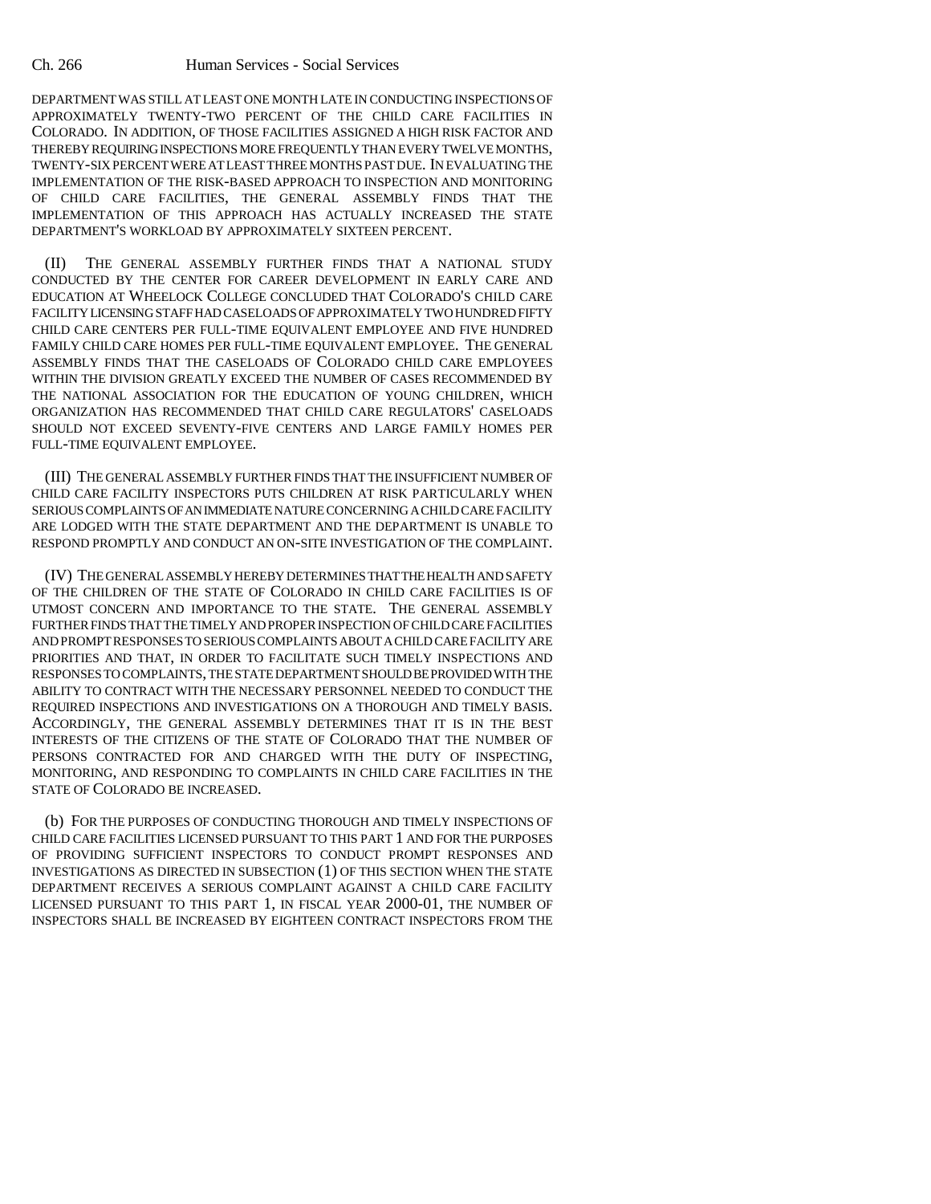DEPARTMENT WAS STILL AT LEAST ONE MONTH LATE IN CONDUCTING INSPECTIONS OF APPROXIMATELY TWENTY-TWO PERCENT OF THE CHILD CARE FACILITIES IN COLORADO. IN ADDITION, OF THOSE FACILITIES ASSIGNED A HIGH RISK FACTOR AND THEREBY REQUIRING INSPECTIONS MORE FREQUENTLY THAN EVERY TWELVE MONTHS, TWENTY-SIX PERCENT WERE AT LEAST THREE MONTHS PAST DUE. IN EVALUATING THE IMPLEMENTATION OF THE RISK-BASED APPROACH TO INSPECTION AND MONITORING OF CHILD CARE FACILITIES, THE GENERAL ASSEMBLY FINDS THAT THE IMPLEMENTATION OF THIS APPROACH HAS ACTUALLY INCREASED THE STATE DEPARTMENT'S WORKLOAD BY APPROXIMATELY SIXTEEN PERCENT.

(II) THE GENERAL ASSEMBLY FURTHER FINDS THAT A NATIONAL STUDY CONDUCTED BY THE CENTER FOR CAREER DEVELOPMENT IN EARLY CARE AND EDUCATION AT WHEELOCK COLLEGE CONCLUDED THAT COLORADO'S CHILD CARE FACILITY LICENSING STAFF HAD CASELOADS OF APPROXIMATELY TWO HUNDRED FIFTY CHILD CARE CENTERS PER FULL-TIME EQUIVALENT EMPLOYEE AND FIVE HUNDRED FAMILY CHILD CARE HOMES PER FULL-TIME EQUIVALENT EMPLOYEE. THE GENERAL ASSEMBLY FINDS THAT THE CASELOADS OF COLORADO CHILD CARE EMPLOYEES WITHIN THE DIVISION GREATLY EXCEED THE NUMBER OF CASES RECOMMENDED BY THE NATIONAL ASSOCIATION FOR THE EDUCATION OF YOUNG CHILDREN, WHICH ORGANIZATION HAS RECOMMENDED THAT CHILD CARE REGULATORS' CASELOADS SHOULD NOT EXCEED SEVENTY-FIVE CENTERS AND LARGE FAMILY HOMES PER FULL-TIME EQUIVALENT EMPLOYEE.

(III) THE GENERAL ASSEMBLY FURTHER FINDS THAT THE INSUFFICIENT NUMBER OF CHILD CARE FACILITY INSPECTORS PUTS CHILDREN AT RISK PARTICULARLY WHEN SERIOUS COMPLAINTS OF AN IMMEDIATE NATURE CONCERNING A CHILD CARE FACILITY ARE LODGED WITH THE STATE DEPARTMENT AND THE DEPARTMENT IS UNABLE TO RESPOND PROMPTLY AND CONDUCT AN ON-SITE INVESTIGATION OF THE COMPLAINT.

(IV) THE GENERAL ASSEMBLY HEREBY DETERMINES THAT THE HEALTH AND SAFETY OF THE CHILDREN OF THE STATE OF COLORADO IN CHILD CARE FACILITIES IS OF UTMOST CONCERN AND IMPORTANCE TO THE STATE. THE GENERAL ASSEMBLY FURTHER FINDS THAT THE TIMELY AND PROPER INSPECTION OF CHILD CARE FACILITIES AND PROMPT RESPONSES TO SERIOUS COMPLAINTS ABOUT A CHILD CARE FACILITY ARE PRIORITIES AND THAT, IN ORDER TO FACILITATE SUCH TIMELY INSPECTIONS AND RESPONSES TO COMPLAINTS, THE STATE DEPARTMENT SHOULD BE PROVIDED WITH THE ABILITY TO CONTRACT WITH THE NECESSARY PERSONNEL NEEDED TO CONDUCT THE REQUIRED INSPECTIONS AND INVESTIGATIONS ON A THOROUGH AND TIMELY BASIS. ACCORDINGLY, THE GENERAL ASSEMBLY DETERMINES THAT IT IS IN THE BEST INTERESTS OF THE CITIZENS OF THE STATE OF COLORADO THAT THE NUMBER OF PERSONS CONTRACTED FOR AND CHARGED WITH THE DUTY OF INSPECTING, MONITORING, AND RESPONDING TO COMPLAINTS IN CHILD CARE FACILITIES IN THE STATE OF COLORADO BE INCREASED.

(b) FOR THE PURPOSES OF CONDUCTING THOROUGH AND TIMELY INSPECTIONS OF CHILD CARE FACILITIES LICENSED PURSUANT TO THIS PART 1 AND FOR THE PURPOSES OF PROVIDING SUFFICIENT INSPECTORS TO CONDUCT PROMPT RESPONSES AND INVESTIGATIONS AS DIRECTED IN SUBSECTION (1) OF THIS SECTION WHEN THE STATE DEPARTMENT RECEIVES A SERIOUS COMPLAINT AGAINST A CHILD CARE FACILITY LICENSED PURSUANT TO THIS PART 1, IN FISCAL YEAR 2000-01, THE NUMBER OF INSPECTORS SHALL BE INCREASED BY EIGHTEEN CONTRACT INSPECTORS FROM THE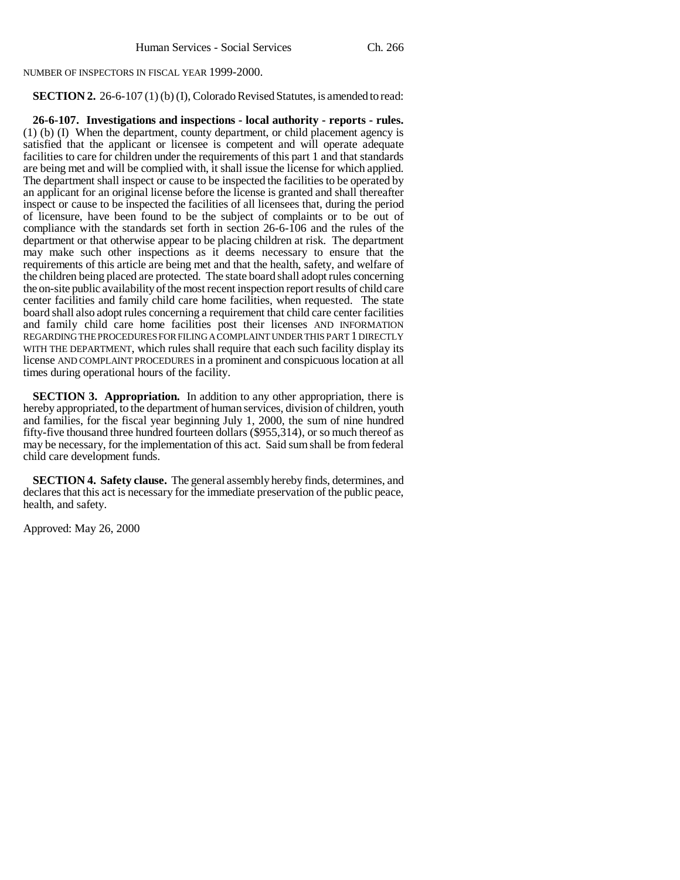NUMBER OF INSPECTORS IN FISCAL YEAR 1999-2000.

**SECTION 2.** 26-6-107 (1) (b) (I), Colorado Revised Statutes, is amended to read:

**26-6-107. Investigations and inspections - local authority - reports - rules.** (1) (b) (I) When the department, county department, or child placement agency is satisfied that the applicant or licensee is competent and will operate adequate facilities to care for children under the requirements of this part 1 and that standards are being met and will be complied with, it shall issue the license for which applied. The department shall inspect or cause to be inspected the facilities to be operated by an applicant for an original license before the license is granted and shall thereafter inspect or cause to be inspected the facilities of all licensees that, during the period of licensure, have been found to be the subject of complaints or to be out of compliance with the standards set forth in section 26-6-106 and the rules of the department or that otherwise appear to be placing children at risk. The department may make such other inspections as it deems necessary to ensure that the requirements of this article are being met and that the health, safety, and welfare of the children being placed are protected. The state board shall adopt rules concerning the on-site public availability of the most recent inspection report results of child care center facilities and family child care home facilities, when requested. The state board shall also adopt rules concerning a requirement that child care center facilities and family child care home facilities post their licenses AND INFORMATION REGARDING THE PROCEDURES FOR FILING A COMPLAINT UNDER THIS PART 1 DIRECTLY WITH THE DEPARTMENT, which rules shall require that each such facility display its license AND COMPLAINT PROCEDURES in a prominent and conspicuous location at all times during operational hours of the facility.

**SECTION 3. Appropriation.** In addition to any other appropriation, there is hereby appropriated, to the department of human services, division of children, youth and families, for the fiscal year beginning July 1, 2000, the sum of nine hundred fifty-five thousand three hundred fourteen dollars ($955,314), or so much thereof as may be necessary, for the implementation of this act. Said sum shall be from federal child care development funds.

**SECTION 4. Safety clause.** The general assembly hereby finds, determines, and declares that this act is necessary for the immediate preservation of the public peace, health, and safety.

Approved: May 26, 2000